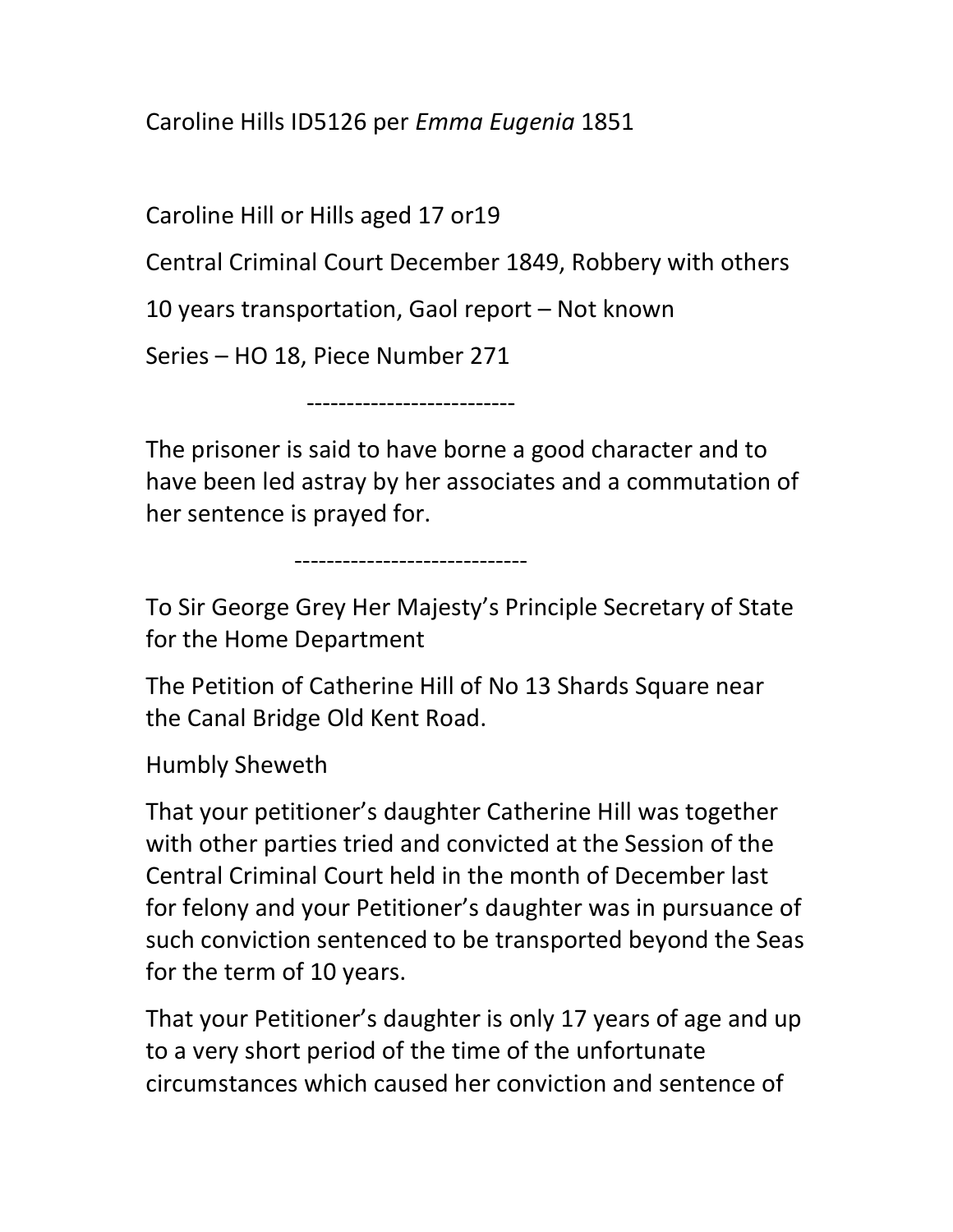Caroline Hills ID5126 per *Emma Eugenia* 1851

Caroline Hill or Hills aged 17 or19

Central Criminal Court December 1849, Robbery with others

10 years transportation, Gaol report – Not known

Series – HO 18, Piece Number 271

--------------------------

The prisoner is said to have borne a good character and to have been led astray by her associates and a commutation of her sentence is prayed for.

-----------------------------

To Sir George Grey Her Majesty's Principle Secretary of State for the Home Department

The Petition of Catherine Hill of No 13 Shards Square near the Canal Bridge Old Kent Road.

Humbly Sheweth

That your petitioner's daughter Catherine Hill was together with other parties tried and convicted at the Session of the Central Criminal Court held in the month of December last for felony and your Petitioner's daughter was in pursuance of such conviction sentenced to be transported beyond the Seas for the term of 10 years.

That your Petitioner's daughter is only 17 years of age and up to a very short period of the time of the unfortunate circumstances which caused her conviction and sentence of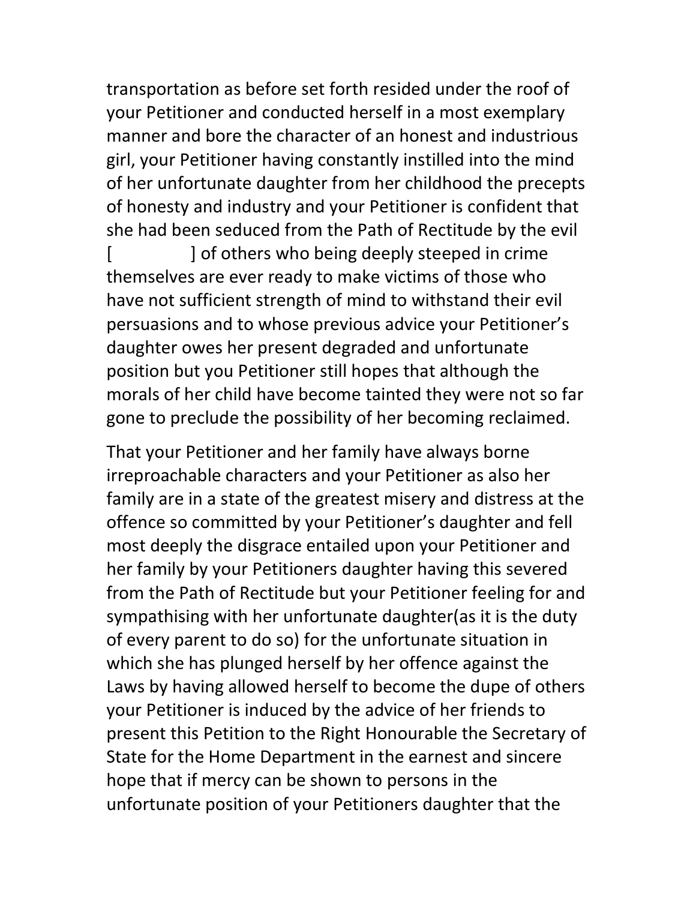transportation as before set forth resided under the roof of your Petitioner and conducted herself in a most exemplary manner and bore the character of an honest and industrious girl, your Petitioner having constantly instilled into the mind of her unfortunate daughter from her childhood the precepts of honesty and industry and your Petitioner is confident that she had been seduced from the Path of Rectitude by the evil [ ] of others who being deeply steeped in crime themselves are ever ready to make victims of those who have not sufficient strength of mind to withstand their evil persuasions and to whose previous advice your Petitioner's daughter owes her present degraded and unfortunate position but you Petitioner still hopes that although the morals of her child have become tainted they were not so far gone to preclude the possibility of her becoming reclaimed.

That your Petitioner and her family have always borne irreproachable characters and your Petitioner as also her family are in a state of the greatest misery and distress at the offence so committed by your Petitioner's daughter and fell most deeply the disgrace entailed upon your Petitioner and her family by your Petitioners daughter having this severed from the Path of Rectitude but your Petitioner feeling for and sympathising with her unfortunate daughter(as it is the duty of every parent to do so) for the unfortunate situation in which she has plunged herself by her offence against the Laws by having allowed herself to become the dupe of others your Petitioner is induced by the advice of her friends to present this Petition to the Right Honourable the Secretary of State for the Home Department in the earnest and sincere hope that if mercy can be shown to persons in the unfortunate position of your Petitioners daughter that the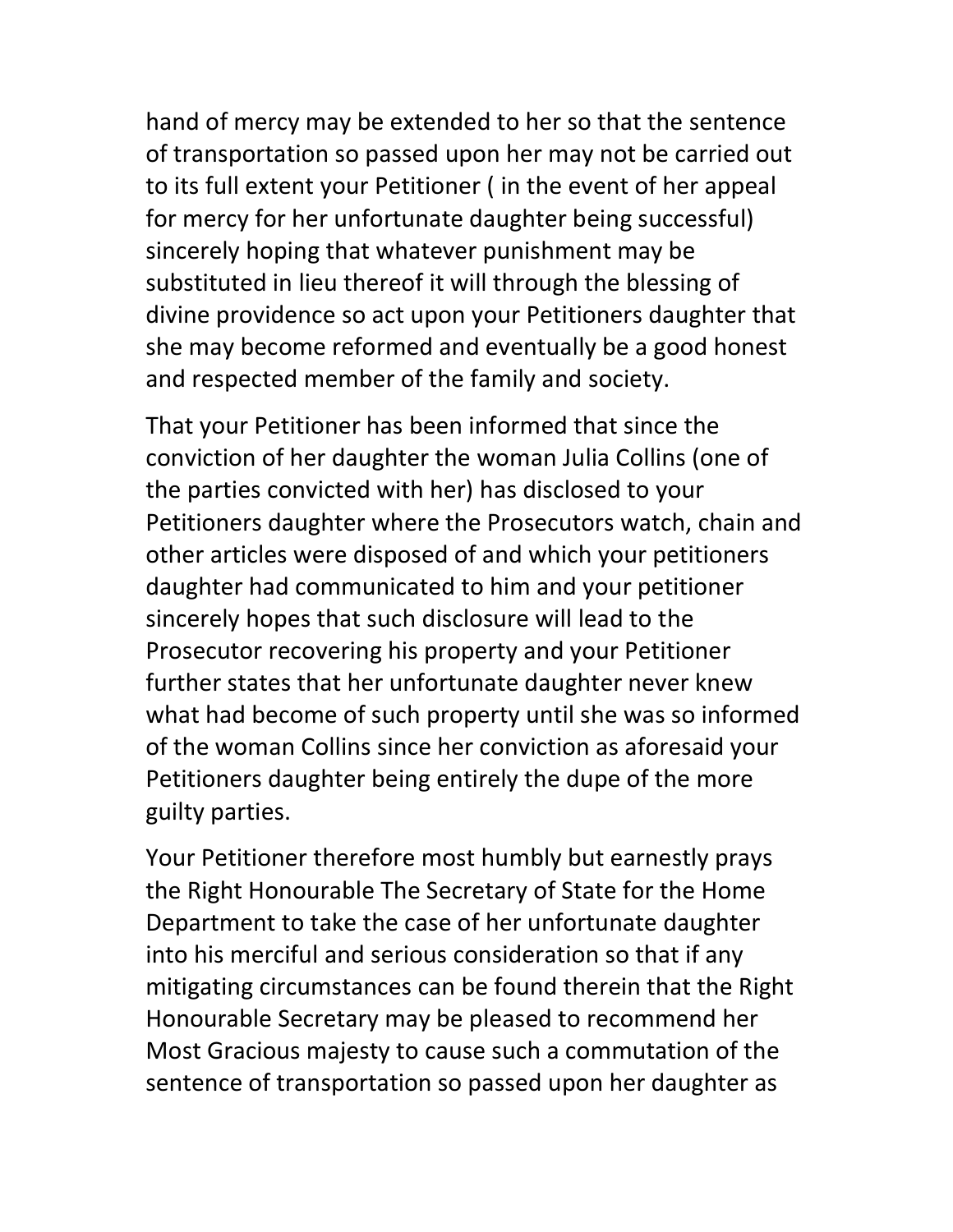hand of mercy may be extended to her so that the sentence of transportation so passed upon her may not be carried out to its full extent your Petitioner ( in the event of her appeal for mercy for her unfortunate daughter being successful) sincerely hoping that whatever punishment may be substituted in lieu thereof it will through the blessing of divine providence so act upon your Petitioners daughter that she may become reformed and eventually be a good honest and respected member of the family and society.

That your Petitioner has been informed that since the conviction of her daughter the woman Julia Collins (one of the parties convicted with her) has disclosed to your Petitioners daughter where the Prosecutors watch, chain and other articles were disposed of and which your petitioners daughter had communicated to him and your petitioner sincerely hopes that such disclosure will lead to the Prosecutor recovering his property and your Petitioner further states that her unfortunate daughter never knew what had become of such property until she was so informed of the woman Collins since her conviction as aforesaid your Petitioners daughter being entirely the dupe of the more guilty parties.

Your Petitioner therefore most humbly but earnestly prays the Right Honourable The Secretary of State for the Home Department to take the case of her unfortunate daughter into his merciful and serious consideration so that if any mitigating circumstances can be found therein that the Right Honourable Secretary may be pleased to recommend her Most Gracious majesty to cause such a commutation of the sentence of transportation so passed upon her daughter as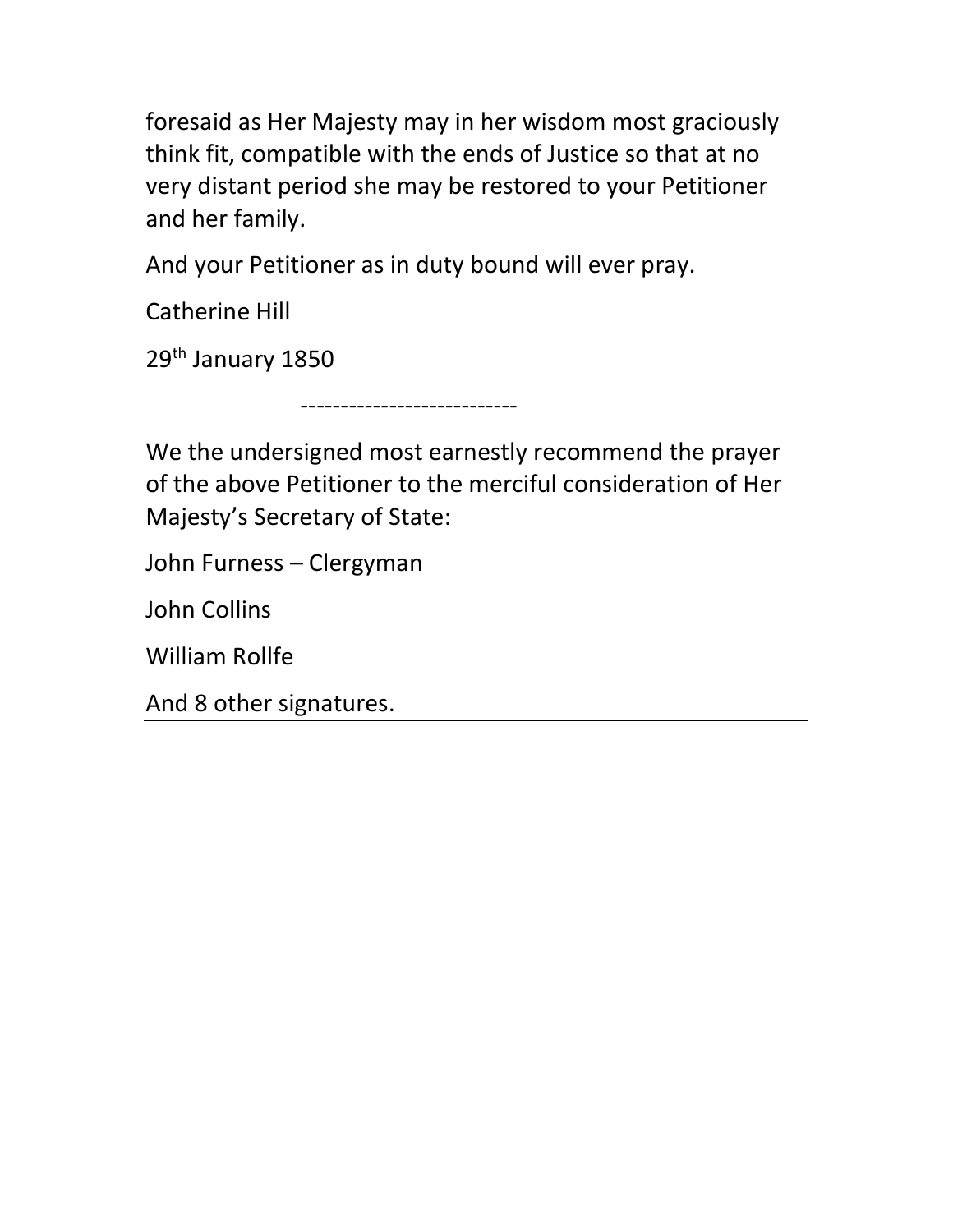foresaid as Her Majesty may in her wisdom most graciously think fit, compatible with the ends of Justice so that at no very distant period she may be restored to your Petitioner and her family.

And your Petitioner as in duty bound will ever pray.

Catherine Hill

29th January 1850

---------------------------

We the undersigned most earnestly recommend the prayer of the above Petitioner to the merciful consideration of Her Majesty's Secretary of State:

John Furness – Clergyman

John Collins

William Rollfe

And 8 other signatures.